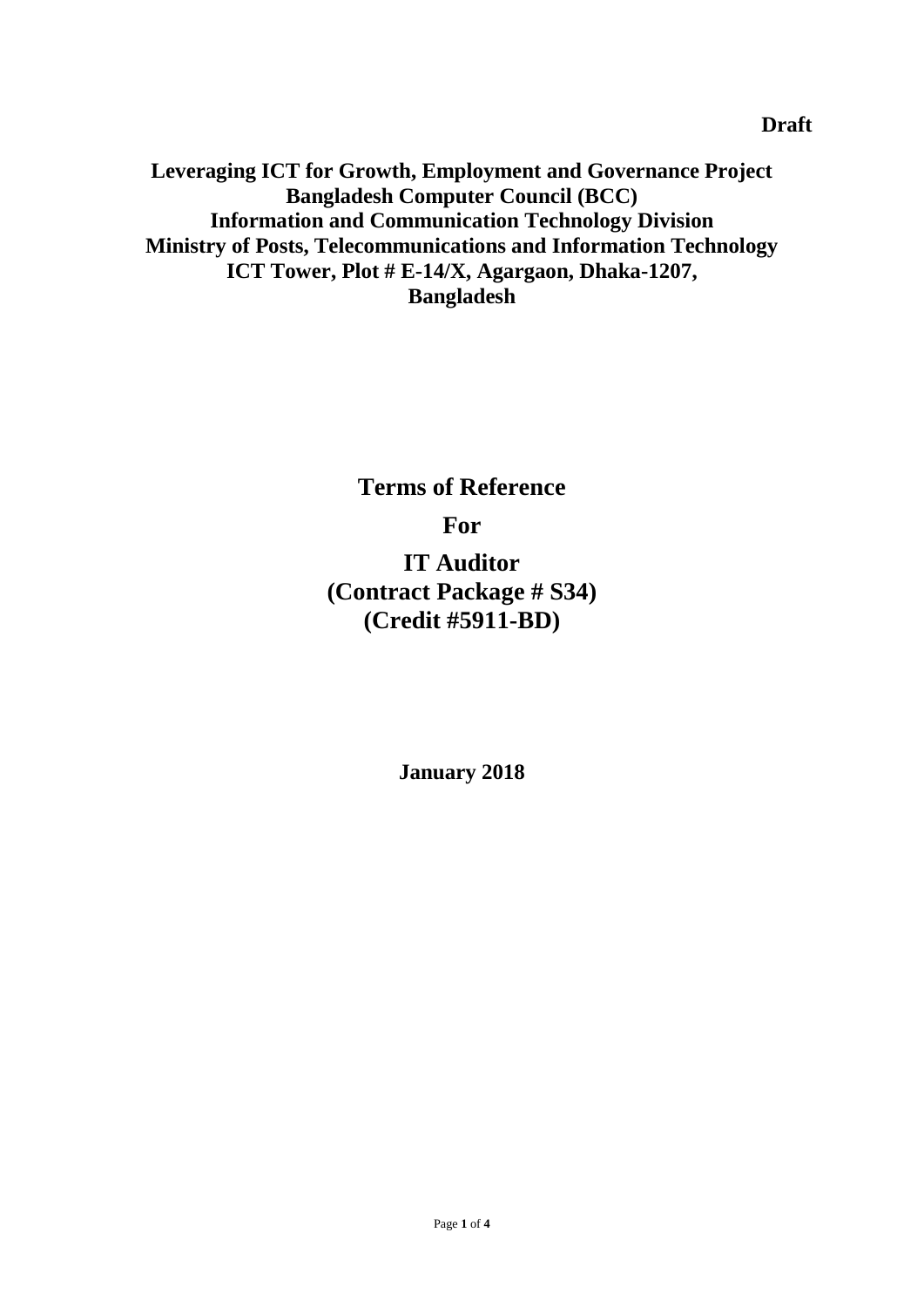**Draft**

**Leveraging ICT for Growth, Employment and Governance Project**
**Bangladesh Computer Council (BCC)**
**Information and Communication Technology Division**
**Ministry of Posts, Telecommunications and Information Technology**
**ICT Tower, Plot # E-14/X, Agargaon, Dhaka-1207,**
**Bangladesh**

# Terms of Reference

# For

# IT Auditor
# (Contract Package # S34)
# (Credit #5911-BD)

**January 2018**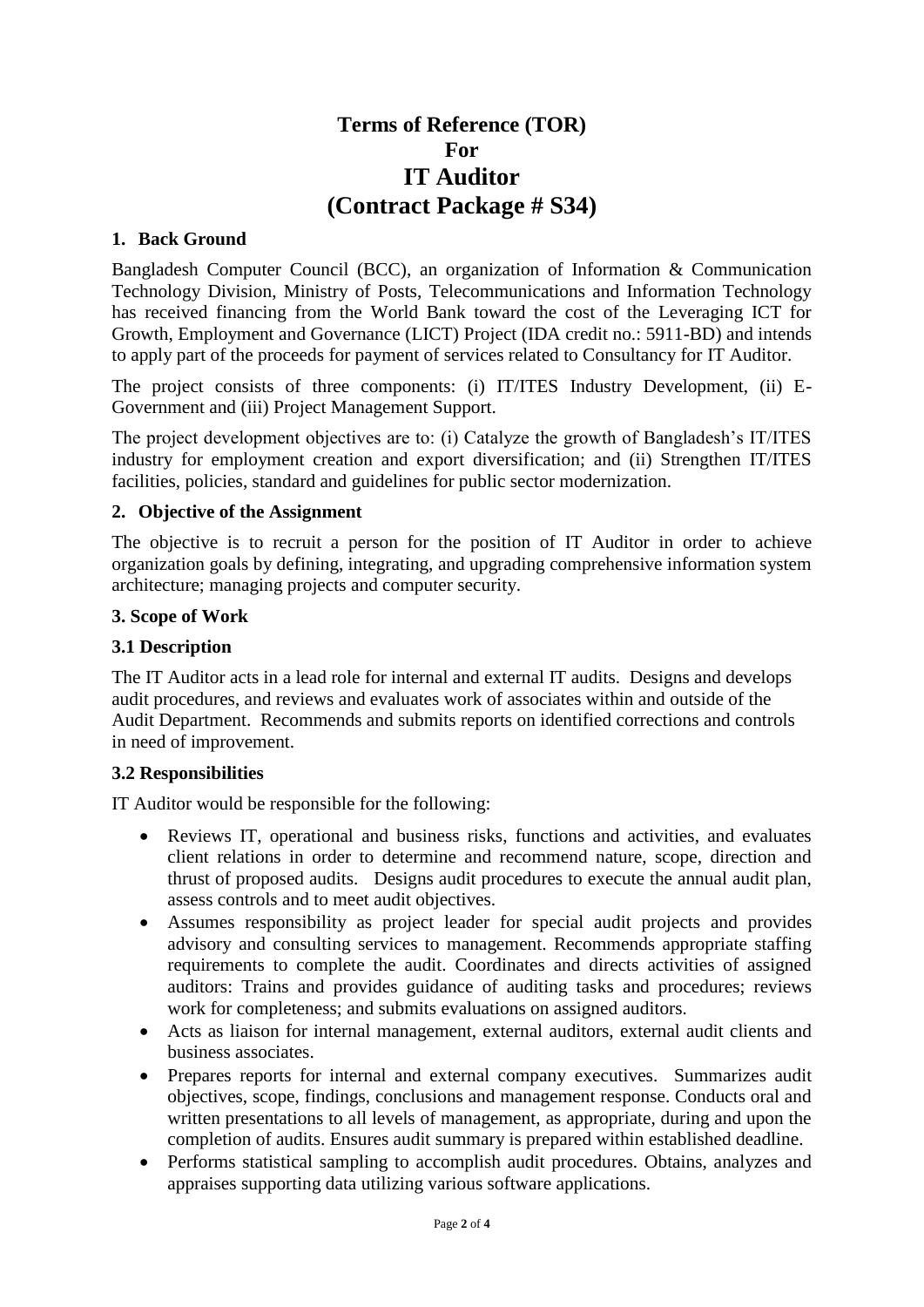# Terms of Reference (TOR)
# For
# IT Auditor
# (Contract Package # S34)

## 1. Back Ground

Bangladesh Computer Council (BCC), an organization of Information & Communication Technology Division, Ministry of Posts, Telecommunications and Information Technology has received financing from the World Bank toward the cost of the Leveraging ICT for Growth, Employment and Governance (LICT) Project (IDA credit no.: 5911-BD) and intends to apply part of the proceeds for payment of services related to Consultancy for IT Auditor.

The project consists of three components: (i) IT/ITES Industry Development, (ii) E-Government and (iii) Project Management Support.

The project development objectives are to: (i) Catalyze the growth of Bangladesh's IT/ITES industry for employment creation and export diversification; and (ii) Strengthen IT/ITES facilities, policies, standard and guidelines for public sector modernization.

## 2. Objective of the Assignment

The objective is to recruit a person for the position of IT Auditor in order to achieve organization goals by defining, integrating, and upgrading comprehensive information system architecture; managing projects and computer security.

## 3. Scope of Work

### 3.1 Description

The IT Auditor acts in a lead role for internal and external IT audits. Designs and develops audit procedures, and reviews and evaluates work of associates within and outside of the Audit Department. Recommends and submits reports on identified corrections and controls in need of improvement.

### 3.2 Responsibilities

IT Auditor would be responsible for the following:

- Reviews IT, operational and business risks, functions and activities, and evaluates client relations in order to determine and recommend nature, scope, direction and thrust of proposed audits. Designs audit procedures to execute the annual audit plan, assess controls and to meet audit objectives.
- Assumes responsibility as project leader for special audit projects and provides advisory and consulting services to management. Recommends appropriate staffing requirements to complete the audit. Coordinates and directs activities of assigned auditors: Trains and provides guidance of auditing tasks and procedures; reviews work for completeness; and submits evaluations on assigned auditors.
- Acts as liaison for internal management, external auditors, external audit clients and business associates.
- Prepares reports for internal and external company executives. Summarizes audit objectives, scope, findings, conclusions and management response. Conducts oral and written presentations to all levels of management, as appropriate, during and upon the completion of audits. Ensures audit summary is prepared within established deadline.
- Performs statistical sampling to accomplish audit procedures. Obtains, analyzes and appraises supporting data utilizing various software applications.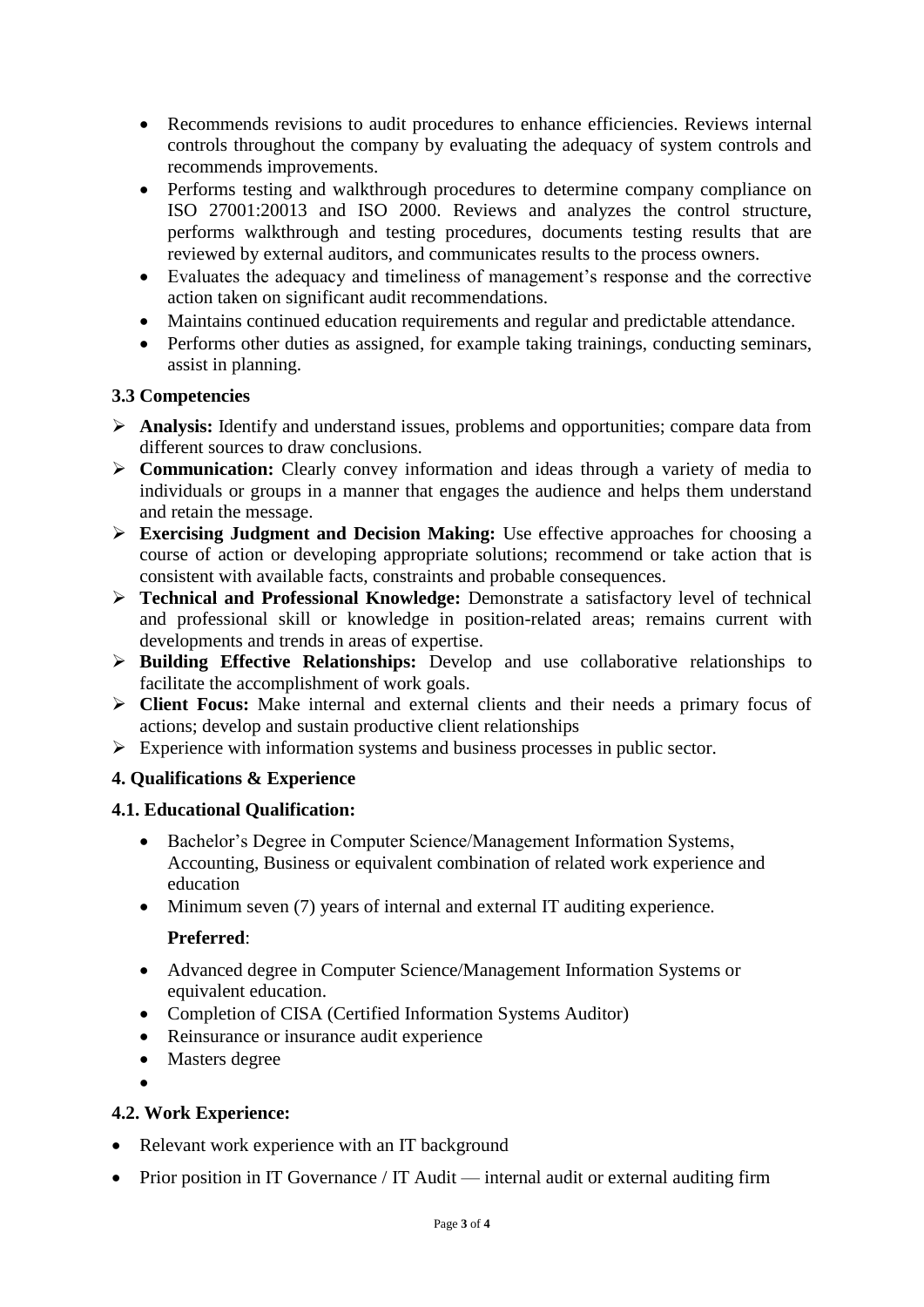- Recommends revisions to audit procedures to enhance efficiencies. Reviews internal controls throughout the company by evaluating the adequacy of system controls and recommends improvements.
- Performs testing and walkthrough procedures to determine company compliance on ISO 27001:20013 and ISO 2000. Reviews and analyzes the control structure, performs walkthrough and testing procedures, documents testing results that are reviewed by external auditors, and communicates results to the process owners.
- Evaluates the adequacy and timeliness of management's response and the corrective action taken on significant audit recommendations.
- Maintains continued education requirements and regular and predictable attendance.
- Performs other duties as assigned, for example taking trainings, conducting seminars, assist in planning.

### 3.3 Competencies

- **Analysis:** Identify and understand issues, problems and opportunities; compare data from different sources to draw conclusions.
- **Communication:** Clearly convey information and ideas through a variety of media to individuals or groups in a manner that engages the audience and helps them understand and retain the message.
- **Exercising Judgment and Decision Making:** Use effective approaches for choosing a course of action or developing appropriate solutions; recommend or take action that is consistent with available facts, constraints and probable consequences.
- **Technical and Professional Knowledge:** Demonstrate a satisfactory level of technical and professional skill or knowledge in position-related areas; remains current with developments and trends in areas of expertise.
- **Building Effective Relationships:** Develop and use collaborative relationships to facilitate the accomplishment of work goals.
- **Client Focus:** Make internal and external clients and their needs a primary focus of actions; develop and sustain productive client relationships
- Experience with information systems and business processes in public sector.

## 4. Qualifications & Experience

### 4.1. Educational Qualification:

- Bachelor's Degree in Computer Science/Management Information Systems, Accounting, Business or equivalent combination of related work experience and education
- Minimum seven (7) years of internal and external IT auditing experience.

**Preferred**:

- Advanced degree in Computer Science/Management Information Systems or equivalent education.
- Completion of CISA (Certified Information Systems Auditor)
- Reinsurance or insurance audit experience
- Masters degree

### 4.2. Work Experience:

- Relevant work experience with an IT background
- Prior position in IT Governance / IT Audit — internal audit or external auditing firm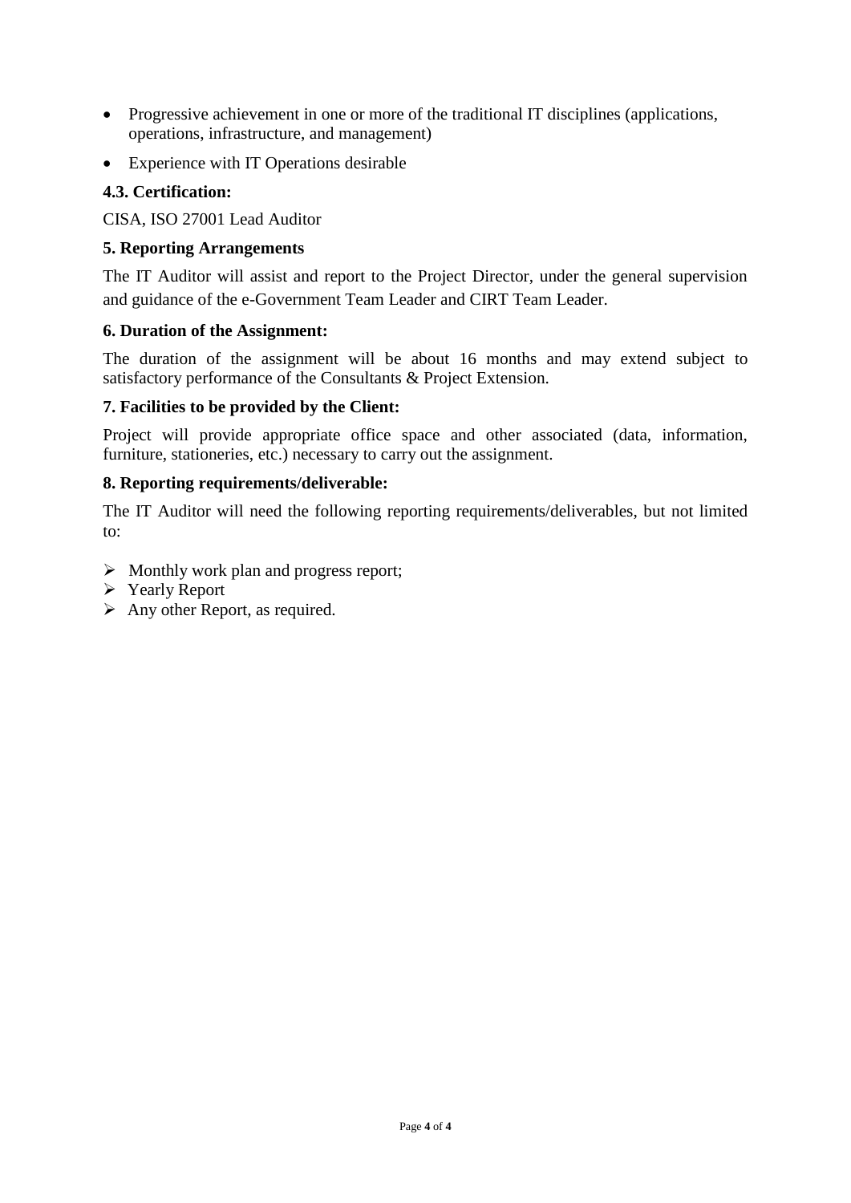- Progressive achievement in one or more of the traditional IT disciplines (applications, operations, infrastructure, and management)
- Experience with IT Operations desirable

**4.3. Certification:**

CISA, ISO 27001 Lead Auditor

**5. Reporting Arrangements**

The IT Auditor will assist and report to the Project Director, under the general supervision and guidance of the e-Government Team Leader and CIRT Team Leader.

**6. Duration of the Assignment:**

The duration of the assignment will be about 16 months and may extend subject to satisfactory performance of the Consultants & Project Extension.

**7. Facilities to be provided by the Client:**

Project will provide appropriate office space and other associated (data, information, furniture, stationeries, etc.) necessary to carry out the assignment.

**8. Reporting requirements/deliverable:**

The IT Auditor will need the following reporting requirements/deliverables, but not limited to:

- Monthly work plan and progress report;
- Yearly Report
- Any other Report, as required.